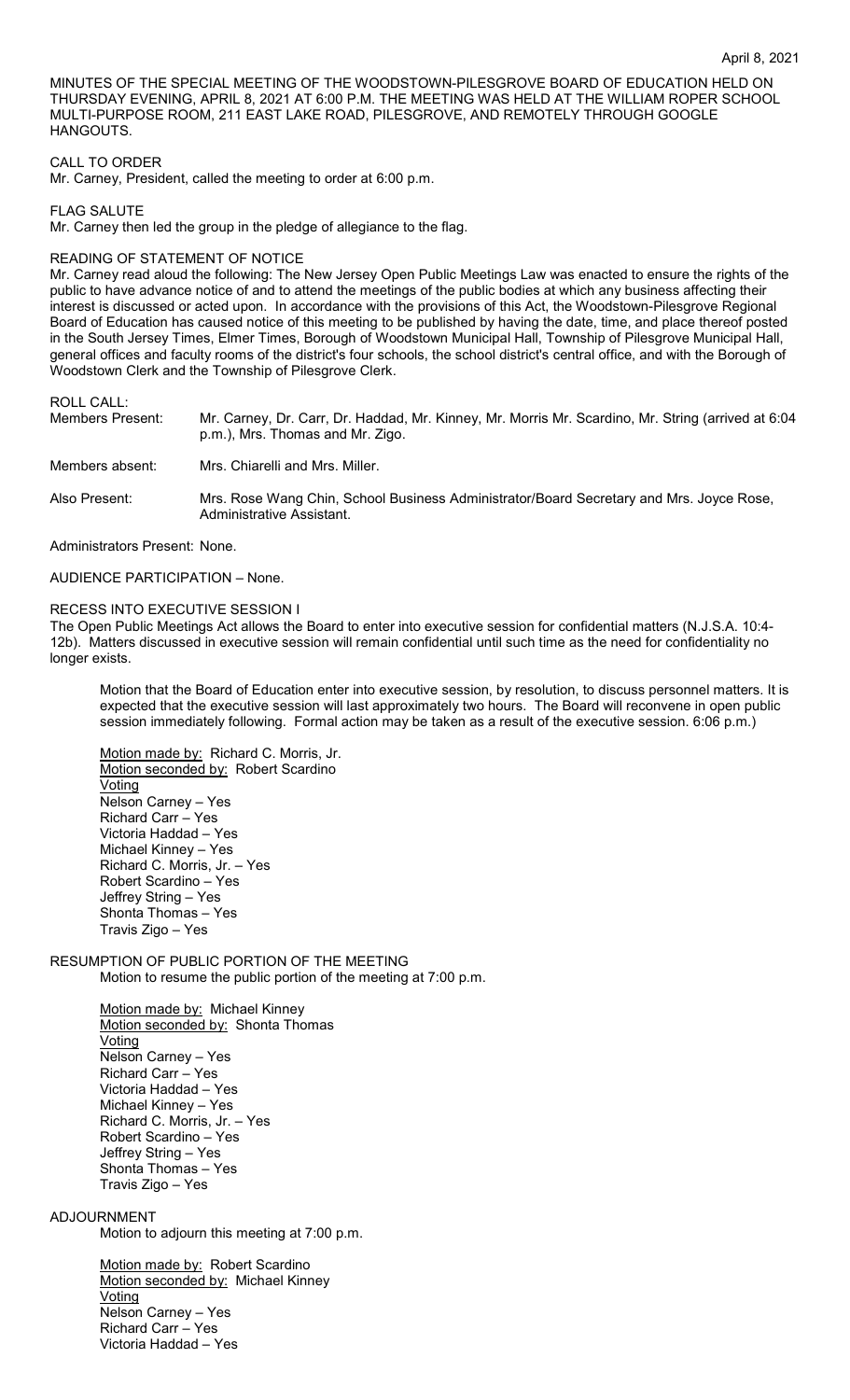April 8, 2021

MINUTES OF THE SPECIAL MEETING OF THE WOODSTOWN-PILESGROVE BOARD OF EDUCATION HELD ON THURSDAY EVENING, APRIL 8, 2021 AT 6:00 P.M. THE MEETING WAS HELD AT THE WILLIAM ROPER SCHOOL MULTI-PURPOSE ROOM, 211 EAST LAKE ROAD, PILESGROVE, AND REMOTELY THROUGH GOOGLE HANGOUTS.

CALL TO ORDER
Mr. Carney, President, called the meeting to order at 6:00 p.m.

FLAG SALUTE
Mr. Carney then led the group in the pledge of allegiance to the flag.

READING OF STATEMENT OF NOTICE
Mr. Carney read aloud the following: The New Jersey Open Public Meetings Law was enacted to ensure the rights of the public to have advance notice of and to attend the meetings of the public bodies at which any business affecting their interest is discussed or acted upon. In accordance with the provisions of this Act, the Woodstown-Pilesgrove Regional Board of Education has caused notice of this meeting to be published by having the date, time, and place thereof posted in the South Jersey Times, Elmer Times, Borough of Woodstown Municipal Hall, Township of Pilesgrove Municipal Hall, general offices and faculty rooms of the district's four schools, the school district's central office, and with the Borough of Woodstown Clerk and the Township of Pilesgrove Clerk.

ROLL CALL:

Members Present: Mr. Carney, Dr. Carr, Dr. Haddad, Mr. Kinney, Mr. Morris Mr. Scardino, Mr. String (arrived at 6:04 p.m.), Mrs. Thomas and Mr. Zigo.

Members absent: Mrs. Chiarelli and Mrs. Miller.

Also Present: Mrs. Rose Wang Chin, School Business Administrator/Board Secretary and Mrs. Joyce Rose, Administrative Assistant.

Administrators Present: None.

AUDIENCE PARTICIPATION – None.

RECESS INTO EXECUTIVE SESSION I
The Open Public Meetings Act allows the Board to enter into executive session for confidential matters (N.J.S.A. 10:4-12b). Matters discussed in executive session will remain confidential until such time as the need for confidentiality no longer exists.

Motion that the Board of Education enter into executive session, by resolution, to discuss personnel matters. It is expected that the executive session will last approximately two hours. The Board will reconvene in open public session immediately following. Formal action may be taken as a result of the executive session. 6:06 p.m.)

Motion made by: Richard C. Morris, Jr.
Motion seconded by: Robert Scardino
Voting
Nelson Carney – Yes
Richard Carr – Yes
Victoria Haddad – Yes
Michael Kinney – Yes
Richard C. Morris, Jr. – Yes
Robert Scardino – Yes
Jeffrey String – Yes
Shonta Thomas – Yes
Travis Zigo – Yes

RESUMPTION OF PUBLIC PORTION OF THE MEETING
Motion to resume the public portion of the meeting at 7:00 p.m.

Motion made by: Michael Kinney
Motion seconded by: Shonta Thomas
Voting
Nelson Carney – Yes
Richard Carr – Yes
Victoria Haddad – Yes
Michael Kinney – Yes
Richard C. Morris, Jr. – Yes
Robert Scardino – Yes
Jeffrey String – Yes
Shonta Thomas – Yes
Travis Zigo – Yes

ADJOURNMENT
Motion to adjourn this meeting at 7:00 p.m.

Motion made by: Robert Scardino
Motion seconded by: Michael Kinney
Voting
Nelson Carney – Yes
Richard Carr – Yes
Victoria Haddad – Yes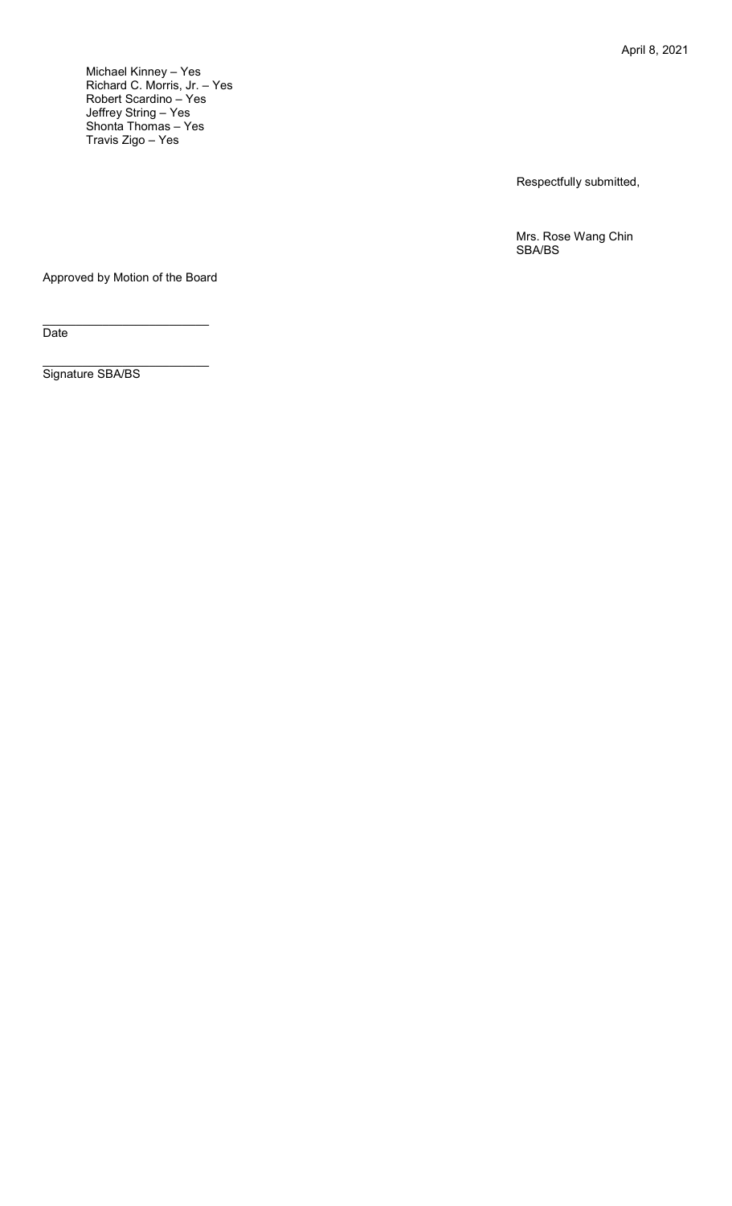Michael Kinney – Yes
Richard C. Morris, Jr. – Yes
Robert Scardino – Yes
Jeffrey String – Yes
Shonta Thomas – Yes
Travis Zigo – Yes

Respectfully submitted,

Mrs. Rose Wang Chin
SBA/BS

Approved by Motion of the Board

\_\_\_\_\_\_\_\_\_\_\_\_\_\_\_\_\_\_\_\_\_\_\_\_\_\_
Date

\_\_\_\_\_\_\_\_\_\_\_\_\_\_\_\_\_\_\_\_\_\_\_\_\_\_
Signature SBA/BS